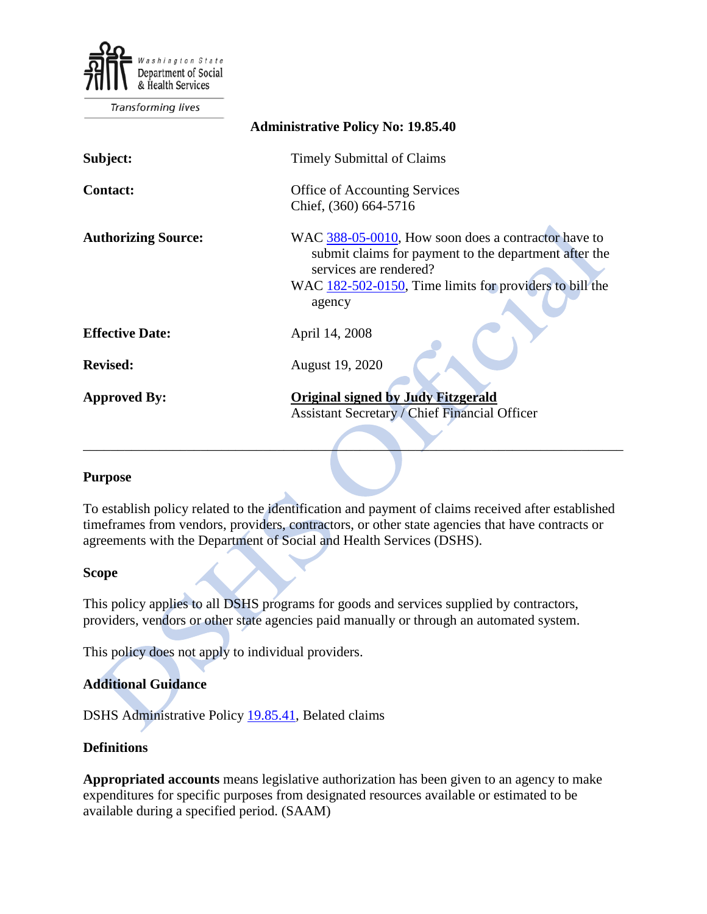Washington State Department of Social & Health Services

Transforming lives

**Administrative Policy No: 19.85.40**

| | |
|---|---|
| **Subject:** | Timely Submittal of Claims |
| **Contact:** | Office of Accounting Services<br>Chief, (360) 664-5716 |
| **Authorizing Source:** | WAC 388-05-0010, How soon does a contractor have to submit claims for payment to the department after the services are rendered?<br>WAC 182-502-0150, Time limits for providers to bill the agency |
| **Effective Date:** | April 14, 2008 |
| **Revised:** | August 19, 2020 |
| **Approved By:** | **Original signed by Judy Fitzgerald**<br>Assistant Secretary / Chief Financial Officer |

---

### Purpose

To establish policy related to the identification and payment of claims received after established timeframes from vendors, providers, contractors, or other state agencies that have contracts or agreements with the Department of Social and Health Services (DSHS).

### Scope

This policy applies to all DSHS programs for goods and services supplied by contractors, providers, vendors or other state agencies paid manually or through an automated system.

This policy does not apply to individual providers.

### Additional Guidance

DSHS Administrative Policy 19.85.41, Belated claims

### Definitions

**Appropriated accounts** means legislative authorization has been given to an agency to make expenditures for specific purposes from designated resources available or estimated to be available during a specified period. (SAAM)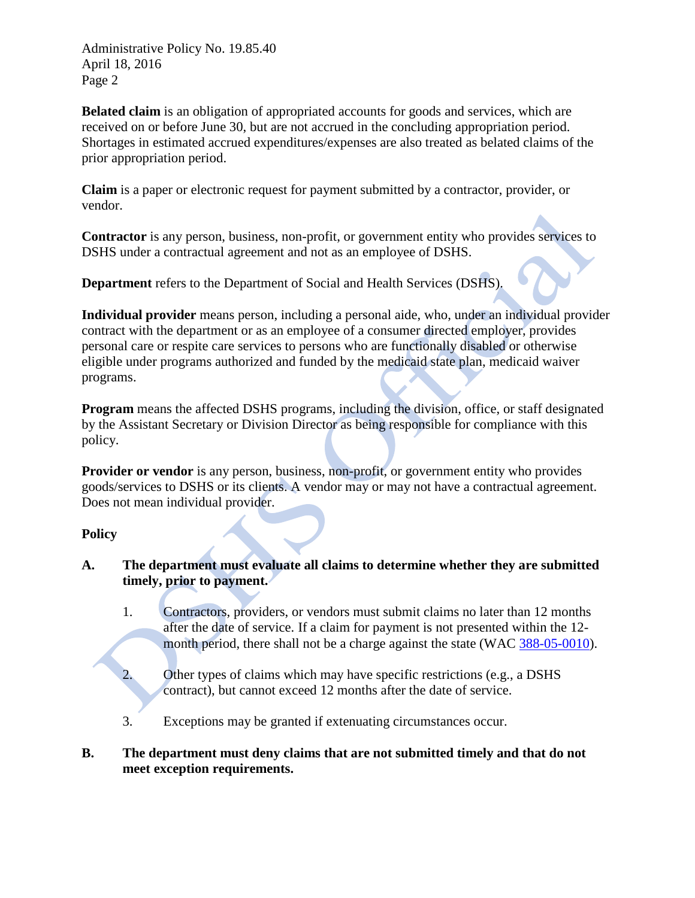**Belated claim** is an obligation of appropriated accounts for goods and services, which are received on or before June 30, but are not accrued in the concluding appropriation period. Shortages in estimated accrued expenditures/expenses are also treated as belated claims of the prior appropriation period.

**Claim** is a paper or electronic request for payment submitted by a contractor, provider, or vendor.

**Contractor** is any person, business, non-profit, or government entity who provides services to DSHS under a contractual agreement and not as an employee of DSHS.

**Department** refers to the Department of Social and Health Services (DSHS).

**Individual provider** means person, including a personal aide, who, under an individual provider contract with the department or as an employee of a consumer directed employer, provides personal care or respite care services to persons who are functionally disabled or otherwise eligible under programs authorized and funded by the medicaid state plan, medicaid waiver programs.

**Program** means the affected DSHS programs, including the division, office, or staff designated by the Assistant Secretary or Division Director as being responsible for compliance with this policy.

**Provider or vendor** is any person, business, non-profit, or government entity who provides goods/services to DSHS or its clients. A vendor may or may not have a contractual agreement. Does not mean individual provider.

## Policy

**A. The department must evaluate all claims to determine whether they are submitted timely, prior to payment.**

1. Contractors, providers, or vendors must submit claims no later than 12 months after the date of service. If a claim for payment is not presented within the 12-month period, there shall not be a charge against the state (WAC 388-05-0010).

2. Other types of claims which may have specific restrictions (e.g., a DSHS contract), but cannot exceed 12 months after the date of service.

3. Exceptions may be granted if extenuating circumstances occur.

**B. The department must deny claims that are not submitted timely and that do not meet exception requirements.**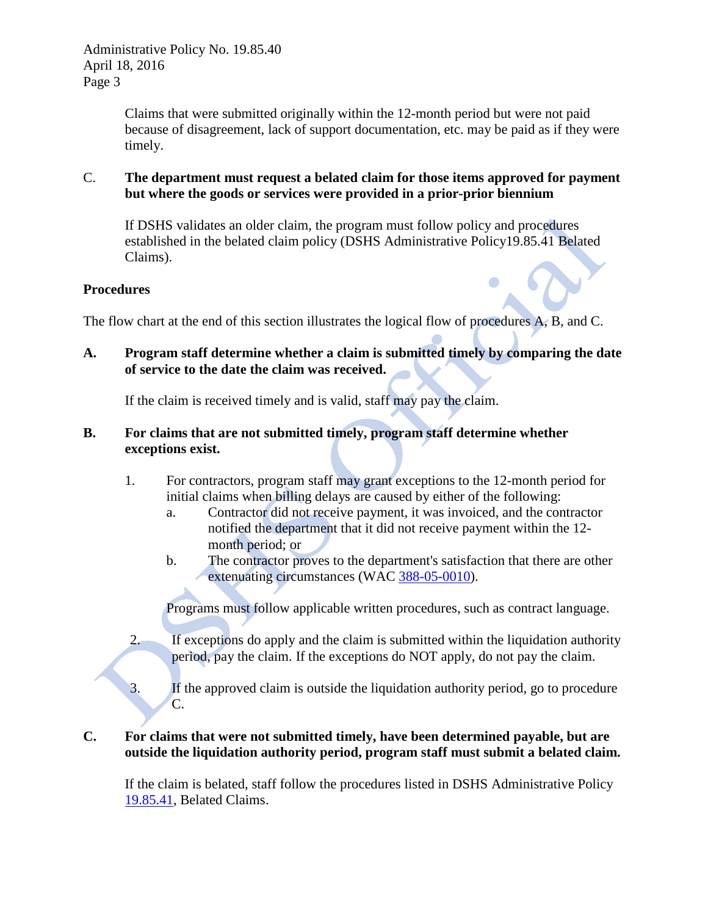Claims that were submitted originally within the 12-month period but were not paid because of disagreement, lack of support documentation, etc. may be paid as if they were timely.

C. **The department must request a belated claim for those items approved for payment but where the goods or services were provided in a prior-prior biennium**

If DSHS validates an older claim, the program must follow policy and procedures established in the belated claim policy (DSHS Administrative Policy19.85.41 Belated Claims).

**Procedures**

The flow chart at the end of this section illustrates the logical flow of procedures A, B, and C.

**A. Program staff determine whether a claim is submitted timely by comparing the date of service to the date the claim was received.**

If the claim is received timely and is valid, staff may pay the claim.

**B. For claims that are not submitted timely, program staff determine whether exceptions exist.**

1. For contractors, program staff may grant exceptions to the 12-month period for initial claims when billing delays are caused by either of the following:
   a. Contractor did not receive payment, it was invoiced, and the contractor notified the department that it did not receive payment within the 12-month period; or
   b. The contractor proves to the department's satisfaction that there are other extenuating circumstances (WAC 388-05-0010).

   Programs must follow applicable written procedures, such as contract language.

2. If exceptions do apply and the claim is submitted within the liquidation authority period, pay the claim. If the exceptions do NOT apply, do not pay the claim.

3. If the approved claim is outside the liquidation authority period, go to procedure C.

**C. For claims that were not submitted timely, have been determined payable, but are outside the liquidation authority period, program staff must submit a belated claim.**

If the claim is belated, staff follow the procedures listed in DSHS Administrative Policy 19.85.41, Belated Claims.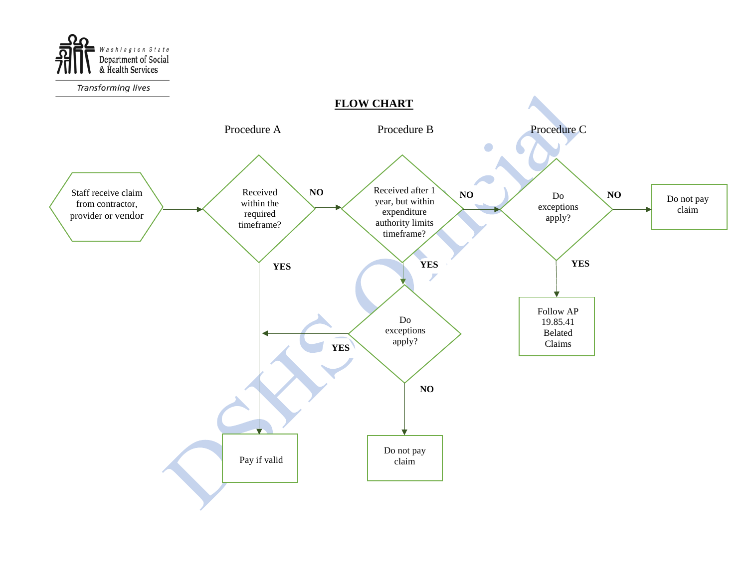Washington State Department of Social & Health Services

*Transforming lives*

## FLOW CHART

Procedure A

Procedure B

Procedure C

Staff receive claim from contractor, provider or vendor

Received within the required timeframe?

NO

YES

Received after 1 year, but within expenditure authority limits timeframe?

NO

YES

Do exceptions apply?

NO

YES

Do not pay claim

Follow AP 19.85.41 Belated Claims

Do exceptions apply?

YES

NO

Pay if valid

Do not pay claim